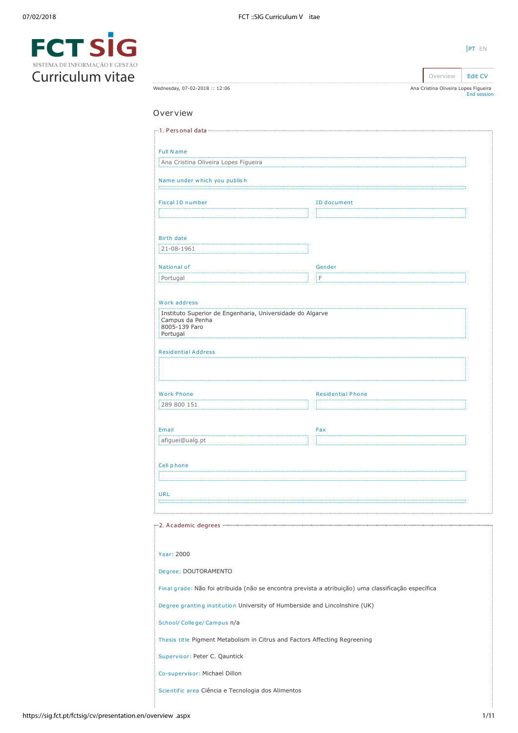# FCT SIG

SISTEMA DE INFORMAÇÃO E GESTÃO

# Curriculum vitae

PT EN

Overview | Edit CV

Wednesday, 07-02-2018 :: 12:06

Ana Cristina Oliveira Lopes Figueira
End session

## Overview

### 1. Personal data

**Full Name**
Ana Cristina Oliveira Lopes Figueira

**Name under which you publish**

**Fiscal ID number**

**ID document**

**Birth date**
21-08-1961

**National of**
Portugal

**Gender**
F

**Work address**
Instituto Superior de Engenharia, Universidade do Algarve
Campus da Penha
8005-139 Faro
Portugal

**Residential Address**

**Work Phone**
289 800 151

**Residential Phone**

**Email**
afiguei@ualg.pt

**Fax**

**Cell phone**

**URL**

### 2. Academic degrees

**Year:** 2000

**Degree:** DOUTORAMENTO

**Final grade:** Não foi atribuida (não se encontra prevista a atribuição) uma classificação específica

**Degree granting institution** University of Humberside and Lincolnshire (UK)

**School/ College/ Campus** n/a

**Thesis title** Pigment Metabolism in Citrus and Factors Affecting Regreening

**Supervisor:** Peter C. Qauntick

**Co-supervisor:** Michael Dillon

**Scientific area** Ciência e Tecnologia dos Alimentos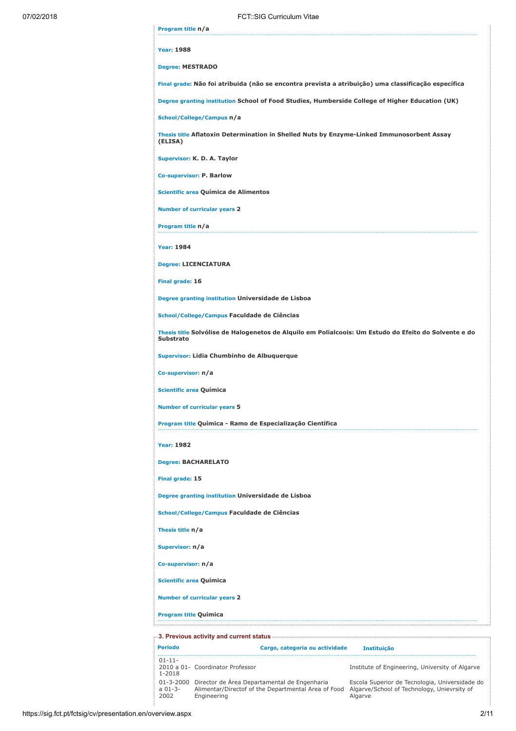**Program title** n/a

**Year:** 1988

**Degree:** MESTRADO

**Final grade:** Não foi atribuida (não se encontra prevista a atribuição) uma classificação específica

**Degree granting institution** School of Food Studies, Humberside College of Higher Education (UK)

**School/College/Campus** n/a

**Thesis title** Aflatoxin Determination in Shelled Nuts by Enzyme-Linked Immunosorbent Assay (ELISA)

**Supervisor:** K. D. A. Taylor

**Co-supervisor:** P. Barlow

**Scientific area** Química de Alimentos

**Number of curricular years** 2

**Program title** n/a

---

**Year:** 1984

**Degree:** LICENCIATURA

**Final grade:** 16

**Degree granting institution** Universidade de Lisboa

**School/College/Campus** Faculdade de Ciências

**Thesis title** Solvólise de Halogenetos de Alquilo em Polialcoois: Um Estudo do Efeito do Solvente e do Substrato

**Supervisor:** Lidia Chumbinho de Albuquerque

**Co-supervisor:** n/a

**Scientific area** Química

**Number of curricular years** 5

**Program title** Química - Ramo de Especialização Científica

---

**Year:** 1982

**Degree:** BACHARELATO

**Final grade:** 15

**Degree granting institution** Universidade de Lisboa

**School/College/Campus** Faculdade de Ciências

**Thesis title** n/a

**Supervisor:** n/a

**Co-supervisor:** n/a

**Scientific area** Química

**Number of curricular years** 2

**Program title** Química

## 3. Previous activity and current status

| Período | Cargo, categoria ou actividade | Instituição |
|---|---|---|
| 01-11-2010 a 01-1-2018 | Coordinator Professor | Institute of Engineering, University of Algarve |
| 01-3-2000 a 01-3-2002 | Director de Área Departamental de Engenharia Alimentar/Directof of the Departmental Area of Food Engineering | Escola Superior de Tecnologia, Universidade do Algarve/School of Technology, Unievrsity of Algarve |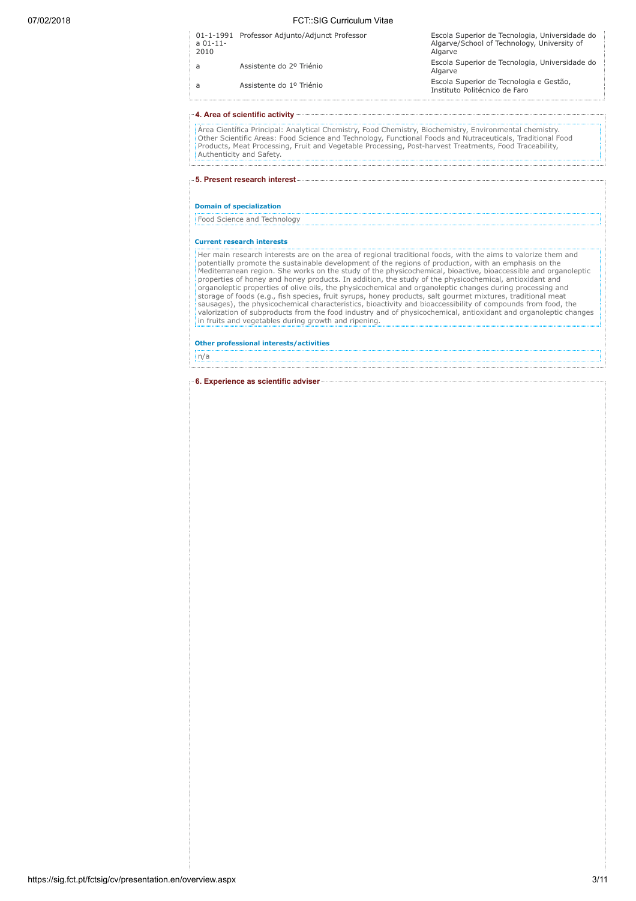| | | |
|---|---|---|
| 01-1-1991 a 01-11-2010 | Professor Adjunto/Adjunct Professor | Escola Superior de Tecnologia, Universidade do Algarve/School of Technology, University of Algarve |
| a | Assistente do 2º Triénio | Escola Superior de Tecnologia, Universidade do Algarve |
| a | Assistente do 1º Triénio | Escola Superior de Tecnologia e Gestão, Instituto Politécnico de Faro |

## 4. Area of scientific activity

Área Científica Principal: Analytical Chemistry, Food Chemistry, Biochemistry, Environmental chemistry.
Other Scientific Areas: Food Science and Technology, Functional Foods and Nutraceuticals, Traditional Food Products, Meat Processing, Fruit and Vegetable Processing, Post-harvest Treatments, Food Traceability, Authenticity and Safety.

## 5. Present research interest

### Domain of specialization

Food Science and Technology

### Current research interests

Her main research interests are on the area of regional traditional foods, with the aims to valorize them and potentially promote the sustainable development of the regions of production, with an emphasis on the Mediterranean region. She works on the study of the physicochemical, bioactive, bioaccessible and organoleptic properties of honey and honey products. In addition, the study of the physicochemical, antioxidant and organoleptic properties of olive oils, the physicochemical and organoleptic changes during processing and storage of foods (e.g., fish species, fruit syrups, honey products, salt gourmet mixtures, traditional meat sausages), the physicochemical characteristics, bioactivity and bioaccessibility of compounds from food, the valorization of subproducts from the food industry and of physicochemical, antioxidant and organoleptic changes in fruits and vegetables during growth and ripening.

### Other professional interests/activities

n/a

## 6. Experience as scientific adviser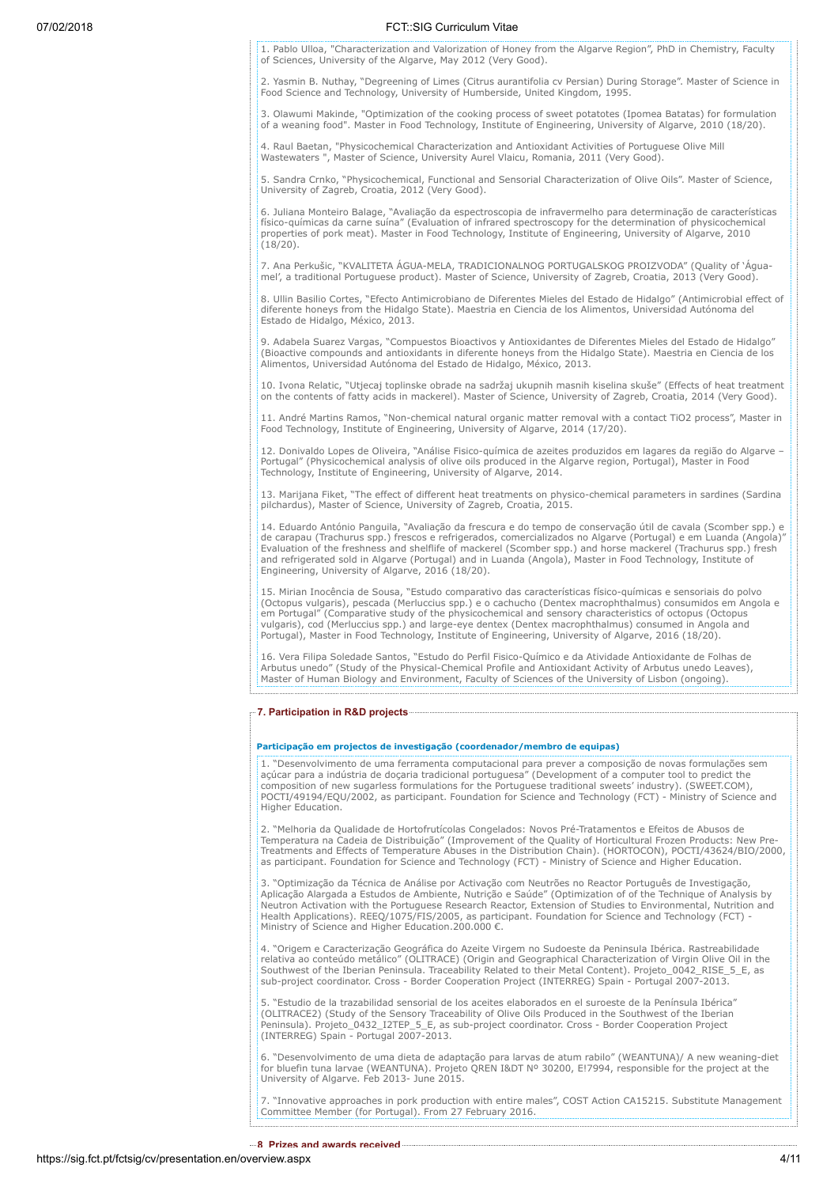1. Pablo Ulloa, "Characterization and Valorization of Honey from the Algarve Region", PhD in Chemistry, Faculty of Sciences, University of the Algarve, May 2012 (Very Good).

2. Yasmin B. Nuthay, "Degreening of Limes (Citrus aurantifolia cv Persian) During Storage". Master of Science in Food Science and Technology, University of Humberside, United Kingdom, 1995.

3. Olawumi Makinde, "Optimization of the cooking process of sweet potatotes (Ipomea Batatas) for formulation of a weaning food". Master in Food Technology, Institute of Engineering, University of Algarve, 2010 (18/20).

4. Raul Baetan, "Physicochemical Characterization and Antioxidant Activities of Portuguese Olive Mill Wastewaters ", Master of Science, University Aurel Vlaicu, Romania, 2011 (Very Good).

5. Sandra Crnko, "Physicochemical, Functional and Sensorial Characterization of Olive Oils". Master of Science, University of Zagreb, Croatia, 2012 (Very Good).

6. Juliana Monteiro Balage, "Avaliação da espectroscopia de infravermelho para determinação de características físico-químicas da carne suína" (Evaluation of infrared spectroscopy for the determination of physicochemical properties of pork meat). Master in Food Technology, Institute of Engineering, University of Algarve, 2010 (18/20).

7. Ana Perkušic, "KVALITETA ÁGUA-MELA, TRADICIONALNOG PORTUGALSKOG PROIZVODA" (Quality of 'Água-mel', a traditional Portuguese product). Master of Science, University of Zagreb, Croatia, 2013 (Very Good).

8. Ullin Basilio Cortes, "Efecto Antimicrobiano de Diferentes Mieles del Estado de Hidalgo" (Antimicrobial effect of diferente honeys from the Hidalgo State). Maestria en Ciencia de los Alimentos, Universidad Autónoma del Estado de Hidalgo, México, 2013.

9. Adabela Suarez Vargas, "Compuestos Bioactivos y Antioxidantes de Diferentes Mieles del Estado de Hidalgo" (Bioactive compounds and antioxidants in diferente honeys from the Hidalgo State). Maestria en Ciencia de los Alimentos, Universidad Autónoma del Estado de Hidalgo, México, 2013.

10. Ivona Relatic, "Utjecaj toplinske obrade na sadržaj ukupnih masnih kiselina skuše" (Effects of heat treatment on the contents of fatty acids in mackerel). Master of Science, University of Zagreb, Croatia, 2014 (Very Good).

11. André Martins Ramos, "Non-chemical natural organic matter removal with a contact TiO2 process", Master in Food Technology, Institute of Engineering, University of Algarve, 2014 (17/20).

12. Donivaldo Lopes de Oliveira, "Análise Fisico-química de azeites produzidos em lagares da região do Algarve – Portugal" (Physicochemical analysis of olive oils produced in the Algarve region, Portugal), Master in Food Technology, Institute of Engineering, University of Algarve, 2014.

13. Marijana Fiket, "The effect of different heat treatments on physico-chemical parameters in sardines (Sardina pilchardus), Master of Science, University of Zagreb, Croatia, 2015.

14. Eduardo António Panguila, "Avaliação da frescura e do tempo de conservação útil de cavala (Scomber spp.) e de carapau (Trachurus spp.) frescos e refrigerados, comercializados no Algarve (Portugal) e em Luanda (Angola)" Evaluation of the freshness and shelflife of mackerel (Scomber spp.) and horse mackerel (Trachurus spp.) fresh and refrigerated sold in Algarve (Portugal) and in Luanda (Angola), Master in Food Technology, Institute of Engineering, University of Algarve, 2016 (18/20).

15. Mirian Inocência de Sousa, "Estudo comparativo das características físico-químicas e sensoriais do polvo (Octopus vulgaris), pescada (Merluccius spp.) e o cachucho (Dentex macrophthalmus) consumidos em Angola e em Portugal" (Comparative study of the physicochemical and sensory characteristics of octopus (Octopus vulgaris), cod (Merluccius spp.) and large-eye dentex (Dentex macrophthalmus) consumed in Angola and Portugal), Master in Food Technology, Institute of Engineering, University of Algarve, 2016 (18/20).

16. Vera Filipa Soledade Santos, "Estudo do Perfil Fisico-Químico e da Atividade Antioxidante de Folhas de Arbutus unedo" (Study of the Physical-Chemical Profile and Antioxidant Activity of Arbutus unedo Leaves), Master of Human Biology and Environment, Faculty of Sciences of the University of Lisbon (ongoing).

## 7. Participation in R&D projects

### Participação em projectos de investigação (coordenador/membro de equipas)

1. "Desenvolvimento de uma ferramenta computacional para prever a composição de novas formulações sem açúcar para a indústria de doçaria tradicional portuguesa" (Development of a computer tool to predict the composition of new sugarless formulations for the Portuguese traditional sweets' industry). (SWEET.COM), POCTI/49194/EQU/2002, as participant. Foundation for Science and Technology (FCT) - Ministry of Science and Higher Education.

2. "Melhoria da Qualidade de Hortofrutícolas Congelados: Novos Pré-Tratamentos e Efeitos de Abusos de Temperatura na Cadeia de Distribuição" (Improvement of the Quality of Horticultural Frozen Products: New Pre-Treatments and Effects of Temperature Abuses in the Distribution Chain). (HORTOCON), POCTI/43624/BIO/2000, as participant. Foundation for Science and Technology (FCT) - Ministry of Science and Higher Education.

3. "Optimização da Técnica de Análise por Activação com Neutrões no Reactor Português de Investigação, Aplicação Alargada a Estudos de Ambiente, Nutrição e Saúde" (Optimization of of the Technique of Analysis by Neutron Activation with the Portuguese Research Reactor, Extension of Studies to Environmental, Nutrition and Health Applications). REEQ/1075/FIS/2005, as participant. Foundation for Science and Technology (FCT) - Ministry of Science and Higher Education.200.000 €.

4. "Origem e Caracterização Geográfica do Azeite Virgem no Sudoeste da Peninsula Ibérica. Rastreabilidade relativa ao conteúdo metálico" (OLITRACE) (Origin and Geographical Characterization of Virgin Olive Oil in the Southwest of the Iberian Peninsula. Traceability Related to their Metal Content). Projeto_0042_RISE_5_E, as sub-project coordinator. Cross - Border Cooperation Project (INTERREG) Spain - Portugal 2007-2013.

5. "Estudio de la trazabilidad sensorial de los aceites elaborados en el suroeste de la Península Ibérica" (OLITRACE2) (Study of the Sensory Traceability of Olive Oils Produced in the Southwest of the Iberian Peninsula). Projeto_0432_I2TEP_5_E, as sub-project coordinator. Cross - Border Cooperation Project (INTERREG) Spain - Portugal 2007-2013.

6. "Desenvolvimento de uma dieta de adaptação para larvas de atum rabilo" (WEANTUNA)/ A new weaning-diet for bluefin tuna larvae (WEANTUNA). Projeto QREN I&DT Nº 30200, E!7994, responsible for the project at the University of Algarve. Feb 2013- June 2015.

7. "Innovative approaches in pork production with entire males", COST Action CA15215. Substitute Management Committee Member (for Portugal). From 27 February 2016.

## 8. Prizes and awards received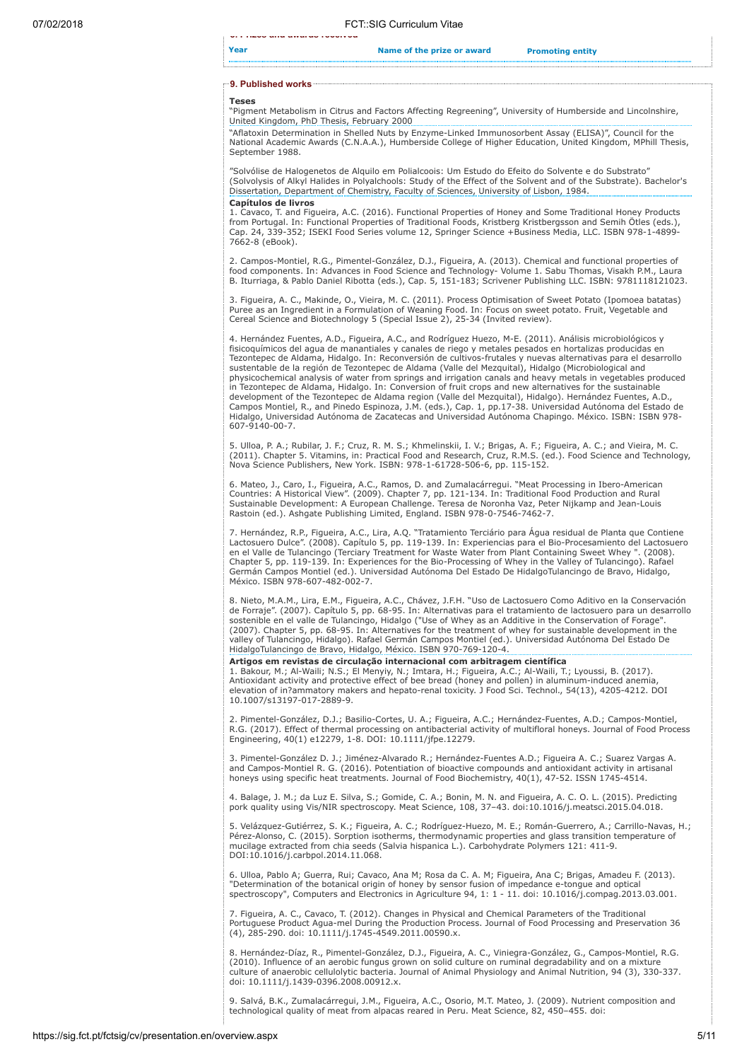| Year | Name of the prize or award | Promoting entity |
|---|---|---|

## 9. Published works

**Teses**

"Pigment Metabolism in Citrus and Factors Affecting Regreening", University of Humberside and Lincolnshire, United Kingdom, PhD Thesis, February 2000

"Aflatoxin Determination in Shelled Nuts by Enzyme-Linked Immunosorbent Assay (ELISA)", Council for the National Academic Awards (C.N.A.A.), Humberside College of Higher Education, United Kingdom, MPhill Thesis, September 1988.

"Solvólise de Halogenetos de Alquilo em Polialcoois: Um Estudo do Efeito do Solvente e do Substrato" (Solvolysis of Alkyl Halides in Polyalchools: Study of the Effect of the Solvent and of the Substrate). Bachelor's Dissertation, Department of Chemistry, Faculty of Sciences, University of Lisbon, 1984.

**Capítulos de livros**

1. Cavaco, T. and Figueira, A.C. (2016). Functional Properties of Honey and Some Traditional Honey Products from Portugal. In: Functional Properties of Traditional Foods, Kristberg Kristbergsson and Semih Ötles (eds.), Cap. 24, 339-352; ISEKI Food Series volume 12, Springer Science +Business Media, LLC. ISBN 978-1-4899-7662-8 (eBook).

2. Campos-Montiel, R.G., Pimentel-González, D.J., Figueira, A. (2013). Chemical and functional properties of food components. In: Advances in Food Science and Technology- Volume 1. Sabu Thomas, Visakh P.M., Laura B. Iturriaga, & Pablo Daniel Ribotta (eds.), Cap. 5, 151-183; Scrivener Publishing LLC. ISBN: 9781118121023.

3. Figueira, A. C., Makinde, O., Vieira, M. C. (2011). Process Optimisation of Sweet Potato (Ipomoea batatas) Puree as an Ingredient in a Formulation of Weaning Food. In: Focus on sweet potato. Fruit, Vegetable and Cereal Science and Biotechnology 5 (Special Issue 2), 25-34 (Invited review).

4. Hernández Fuentes, A.D., Figueira, A.C., and Rodríguez Huezo, M-E. (2011). Análisis microbiológicos y fisicoquímicos del agua de manantiales y canales de riego y metales pesados en hortalizas producidas en Tezontepec de Aldama, Hidalgo. In: Reconversión de cultivos-frutales y nuevas alternativas para el desarrollo sustentable de la región de Tezontepec de Aldama (Valle del Mezquital), Hidalgo (Microbiological and physicochemical analysis of water from springs and irrigation canals and heavy metals in vegetables produced in Tezontepec de Aldama, Hidalgo. In: Conversion of fruit crops and new alternatives for the sustainable development of the Tezontepec de Aldama region (Valle del Mezquital), Hidalgo). Hernández Fuentes, A.D., Campos Montiel, R., and Pinedo Espinoza, J.M. (eds.), Cap. 1, pp.17-38. Universidad Autónoma del Estado de Hidalgo, Universidad Autónoma de Zacatecas and Universidad Autónoma Chapingo. México. ISBN: ISBN 978-607-9140-00-7.

5. Ulloa, P. A.; Rubilar, J. F.; Cruz, R. M. S.; Khmelinskii, I. V.; Brigas, A. F.; Figueira, A. C.; and Vieira, M. C. (2011). Chapter 5. Vitamins, in: Practical Food and Research, Cruz, R.M.S. (ed.). Food Science and Technology, Nova Science Publishers, New York. ISBN: 978-1-61728-506-6, pp. 115-152.

6. Mateo, J., Caro, I., Figueira, A.C., Ramos, D. and Zumalacárregui. "Meat Processing in Ibero-American Countries: A Historical View". (2009). Chapter 7, pp. 121-134. In: Traditional Food Production and Rural Sustainable Development: A European Challenge. Teresa de Noronha Vaz, Peter Nijkamp and Jean-Louis Rastoin (ed.). Ashgate Publishing Limited, England. ISBN 978-0-7546-7462-7.

7. Hernández, R.P., Figueira, A.C., Lira, A.Q. "Tratamiento Terciário para Água residual de Planta que Contiene Lactosuero Dulce". (2008). Capítulo 5, pp. 119-139. In: Experiencias para el Bio-Procesamiento del Lactosuero en el Valle de Tulancingo (Terciary Treatment for Waste Water from Plant Containing Sweet Whey ". (2008). Chapter 5, pp. 119-139. In: Experiences for the Bio-Processing of Whey in the Valley of Tulancingo). Rafael Germán Campos Montiel (ed.). Universidad Autónoma Del Estado De HidalgoTulancingo de Bravo, Hidalgo, México. ISBN 978-607-482-002-7.

8. Nieto, M.A.M., Lira, E.M., Figueira, A.C., Chávez, J.F.H. "Uso de Lactosuero Como Aditivo en la Conservación de Forraje". (2007). Capítulo 5, pp. 68-95. In: Alternativas para el tratamiento de lactosuero para un desarrollo sostenible en el valle de Tulancingo, Hidalgo ("Use of Whey as an Additive in the Conservation of Forage". (2007). Chapter 5, pp. 68-95. In: Alternatives for the treatment of whey for sustainable development in the valley of Tulancingo, Hidalgo). Rafael Germán Campos Montiel (ed.). Universidad Autónoma Del Estado De HidalgoTulancingo de Bravo, Hidalgo, México. ISBN 970-769-120-4.

**Artigos em revistas de circulação internacional com arbitragem científica**

1. Bakour, M.; Al-Waili; N.S.; El Menyiy, N.; Imtara, H.; Figueira, A.C.; Al-Waili, T.; Lyoussi, B. (2017). Antioxidant activity and protective effect of bee bread (honey and pollen) in aluminum-induced anemia, elevation of in?ammatory makers and hepato-renal toxicity. J Food Sci. Technol., 54(13), 4205-4212. DOI 10.1007/s13197-017-2889-9.

2. Pimentel-González, D.J.; Basilio-Cortes, U. A.; Figueira, A.C.; Hernández-Fuentes, A.D.; Campos-Montiel, R.G. (2017). Effect of thermal processing on antibacterial activity of multifloral honeys. Journal of Food Process Engineering, 40(1) e12279, 1-8. DOI: 10.1111/jfpe.12279.

3. Pimentel-González D. J.; Jiménez-Alvarado R.; Hernández-Fuentes A.D.; Figueira A. C.; Suarez Vargas A. and Campos-Montiel R. G. (2016). Potentiation of bioactive compounds and antioxidant activity in artisanal honeys using specific heat treatments. Journal of Food Biochemistry, 40(1), 47-52. ISSN 1745-4514.

4. Balage, J. M.; da Luz E. Silva, S.; Gomide, C. A.; Bonin, M. N. and Figueira, A. C. O. L. (2015). Predicting pork quality using Vis/NIR spectroscopy. Meat Science, 108, 37–43. doi:10.1016/j.meatsci.2015.04.018.

5. Velázquez-Gutiérrez, S. K.; Figueira, A. C.; Rodríguez-Huezo, M. E.; Román-Guerrero, A.; Carrillo-Navas, H.; Pérez-Alonso, C. (2015). Sorption isotherms, thermodynamic properties and glass transition temperature of mucilage extracted from chia seeds (Salvia hispanica L.). Carbohydrate Polymers 121: 411-9. DOI:10.1016/j.carbpol.2014.11.068.

6. Ulloa, Pablo A; Guerra, Rui; Cavaco, Ana M; Rosa da C. A. M; Figueira, Ana C; Brigas, Amadeu F. (2013). "Determination of the botanical origin of honey by sensor fusion of impedance e-tongue and optical spectroscopy", Computers and Electronics in Agriculture 94, 1: 1 - 11. doi: 10.1016/j.compag.2013.03.001.

7. Figueira, A. C., Cavaco, T. (2012). Changes in Physical and Chemical Parameters of the Traditional Portuguese Product Agua-mel During the Production Process. Journal of Food Processing and Preservation 36 (4), 285-290. doi: 10.1111/j.1745-4549.2011.00590.x.

8. Hernández-Díaz, R., Pimentel-González, D.J., Figueira, A. C., Viniegra-González, G., Campos-Montiel, R.G. (2010). Influence of an aerobic fungus grown on solid culture on ruminal degradability and on a mixture culture of anaerobic cellulolytic bacteria. Journal of Animal Physiology and Animal Nutrition, 94 (3), 330-337. doi: 10.1111/j.1439-0396.2008.00912.x.

9. Salvá, B.K., Zumalacárregui, J.M., Figueira, A.C., Osorio, M.T. Mateo, J. (2009). Nutrient composition and technological quality of meat from alpacas reared in Peru. Meat Science, 82, 450–455. doi: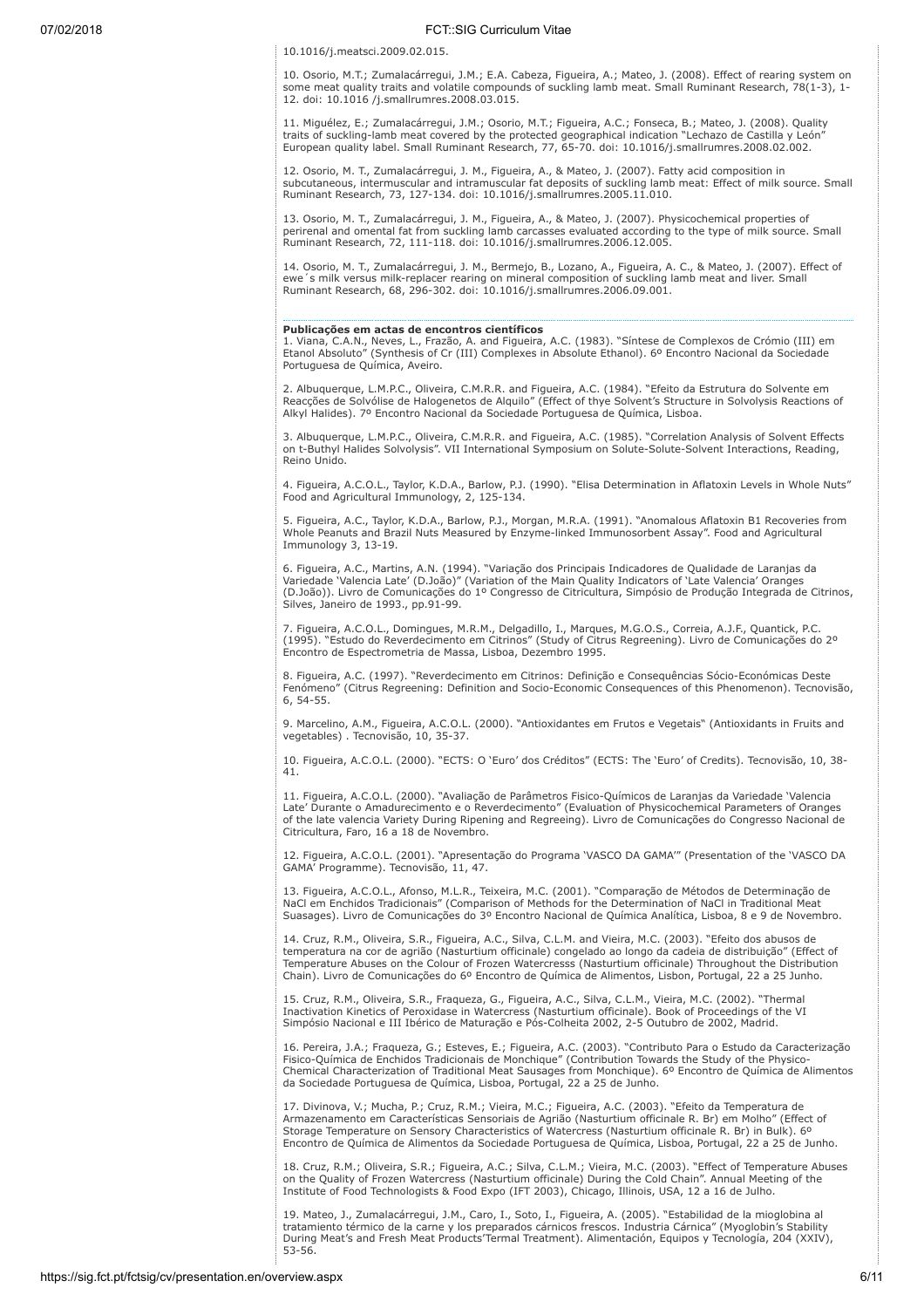10.1016/j.meatsci.2009.02.015.

10. Osorio, M.T.; Zumalacárregui, J.M.; E.A. Cabeza, Figueira, A.; Mateo, J. (2008). Effect of rearing system on some meat quality traits and volatile compounds of suckling lamb meat. Small Ruminant Research, 78(1-3), 1-12. doi: 10.1016 /j.smallrumres.2008.03.015.

11. Miguélez, E.; Zumalacárregui, J.M.; Osorio, M.T.; Figueira, A.C.; Fonseca, B.; Mateo, J. (2008). Quality traits of suckling-lamb meat covered by the protected geographical indication "Lechazo de Castilla y León" European quality label. Small Ruminant Research, 77, 65-70. doi: 10.1016/j.smallrumres.2008.02.002.

12. Osorio, M. T., Zumalacárregui, J. M., Figueira, A., & Mateo, J. (2007). Fatty acid composition in subcutaneous, intermuscular and intramuscular fat deposits of suckling lamb meat: Effect of milk source. Small Ruminant Research, 73, 127-134. doi: 10.1016/j.smallrumres.2005.11.010.

13. Osorio, M. T., Zumalacárregui, J. M., Figueira, A., & Mateo, J. (2007). Physicochemical properties of perirenal and omental fat from suckling lamb carcasses evaluated according to the type of milk source. Small Ruminant Research, 72, 111-118. doi: 10.1016/j.smallrumres.2006.12.005.

14. Osorio, M. T., Zumalacárregui, J. M., Bermejo, B., Lozano, A., Figueira, A. C., & Mateo, J. (2007). Effect of ewe´s milk versus milk-replacer rearing on mineral composition of suckling lamb meat and liver. Small Ruminant Research, 68, 296-302. doi: 10.1016/j.smallrumres.2006.09.001.

**Publicações em actas de encontros científicos**

1. Viana, C.A.N., Neves, L., Frazão, A. and Figueira, A.C. (1983). "Síntese de Complexos de Crómio (III) em Etanol Absoluto" (Synthesis of Cr (III) Complexes in Absolute Ethanol). 6º Encontro Nacional da Sociedade Portuguesa de Química, Aveiro.

2. Albuquerque, L.M.P.C., Oliveira, C.M.R.R. and Figueira, A.C. (1984). "Efeito da Estrutura do Solvente em Reacções de Solvólise de Halogenetos de Alquilo" (Effect of thye Solvent's Structure in Solvolysis Reactions of Alkyl Halides). 7º Encontro Nacional da Sociedade Portuguesa de Química, Lisboa.

3. Albuquerque, L.M.P.C., Oliveira, C.M.R.R. and Figueira, A.C. (1985). "Correlation Analysis of Solvent Effects on t-Buthyl Halides Solvolysis". VII International Symposium on Solute-Solute-Solvent Interactions, Reading, Reino Unido.

4. Figueira, A.C.O.L., Taylor, K.D.A., Barlow, P.J. (1990). "Elisa Determination in Aflatoxin Levels in Whole Nuts" Food and Agricultural Immunology, 2, 125-134.

5. Figueira, A.C., Taylor, K.D.A., Barlow, P.J., Morgan, M.R.A. (1991). "Anomalous Aflatoxin B1 Recoveries from Whole Peanuts and Brazil Nuts Measured by Enzyme-linked Immunosorbent Assay". Food and Agricultural Immunology 3, 13-19.

6. Figueira, A.C., Martins, A.N. (1994). "Variação dos Principais Indicadores de Qualidade de Laranjas da Variedade 'Valencia Late' (D.João)" (Variation of the Main Quality Indicators of 'Late Valencia' Oranges (D.João)). Livro de Comunicações do 1º Congresso de Citricultura, Simpósio de Produção Integrada de Citrinos, Silves, Janeiro de 1993., pp.91-99.

7. Figueira, A.C.O.L., Domingues, M.R.M., Delgadillo, I., Marques, M.G.O.S., Correia, A.J.F., Quantick, P.C. (1995). "Estudo do Reverdecimento em Citrinos" (Study of Citrus Regreening). Livro de Comunicações do 2º Encontro de Espectrometria de Massa, Lisboa, Dezembro 1995.

8. Figueira, A.C. (1997). "Reverdecimento em Citrinos: Definição e Consequências Sócio-Económicas Deste Fenómeno" (Citrus Regreening: Definition and Socio-Economic Consequences of this Phenomenon). Tecnovisão, 6, 54-55.

9. Marcelino, A.M., Figueira, A.C.O.L. (2000). "Antioxidantes em Frutos e Vegetais" (Antioxidants in Fruits and vegetables) . Tecnovisão, 10, 35-37.

10. Figueira, A.C.O.L. (2000). "ECTS: O 'Euro' dos Créditos" (ECTS: The 'Euro' of Credits). Tecnovisão, 10, 38-41.

11. Figueira, A.C.O.L. (2000). "Avaliação de Parâmetros Fisico-Químicos de Laranjas da Variedade 'Valencia Late' Durante o Amadurecimento e o Reverdecimento" (Evaluation of Physicochemical Parameters of Oranges of the late valencia Variety During Ripening and Regreeing). Livro de Comunicações do Congresso Nacional de Citricultura, Faro, 16 a 18 de Novembro.

12. Figueira, A.C.O.L. (2001). "Apresentação do Programa 'VASCO DA GAMA'" (Presentation of the 'VASCO DA GAMA' Programme). Tecnovisão, 11, 47.

13. Figueira, A.C.O.L., Afonso, M.L.R., Teixeira, M.C. (2001). "Comparação de Métodos de Determinação de NaCl em Enchidos Tradicionais" (Comparison of Methods for the Determination of NaCl in Traditional Meat Suasages). Livro de Comunicações do 3º Encontro Nacional de Química Analítica, Lisboa, 8 e 9 de Novembro.

14. Cruz, R.M., Oliveira, S.R., Figueira, A.C., Silva, C.L.M. and Vieira, M.C. (2003). "Efeito dos abusos de temperatura na cor de agrião (Nasturtium officinale) congelado ao longo da cadeia de distribuição" (Effect of Temperature Abuses on the Colour of Frozen Watercresss (Nasturtium officinale) Throughout the Distribution Chain). Livro de Comunicações do 6º Encontro de Química de Alimentos, Lisbon, Portugal, 22 a 25 Junho.

15. Cruz, R.M., Oliveira, S.R., Fraqueza, G., Figueira, A.C., Silva, C.L.M., Vieira, M.C. (2002). "Thermal Inactivation Kinetics of Peroxidase in Watercress (Nasturtium officinale). Book of Proceedings of the VI Simpósio Nacional e III Ibérico de Maturação e Pós-Colheita 2002, 2-5 Outubro de 2002, Madrid.

16. Pereira, J.A.; Fraqueza, G.; Esteves, E.; Figueira, A.C. (2003). "Contributo Para o Estudo da Caracterização Fisico-Química de Enchidos Tradicionais de Monchique" (Contribution Towards the Study of the Physico-Chemical Characterization of Traditional Meat Sausages from Monchique). 6º Encontro de Química de Alimentos da Sociedade Portuguesa de Química, Lisboa, Portugal, 22 a 25 de Junho.

17. Divinova, V.; Mucha, P.; Cruz, R.M.; Vieira, M.C.; Figueira, A.C. (2003). "Efeito da Temperatura de Armazenamento em Características Sensoriais de Agrião (Nasturtium officinale R. Br) em Molho" (Effect of Storage Temperature on Sensory Characteristics of Watercress (Nasturtium officinale R. Br) in Bulk). 6º Encontro de Química de Alimentos da Sociedade Portuguesa de Química, Lisboa, Portugal, 22 a 25 de Junho.

18. Cruz, R.M.; Oliveira, S.R.; Figueira, A.C.; Silva, C.L.M.; Vieira, M.C. (2003). "Effect of Temperature Abuses on the Quality of Frozen Watercress (Nasturtium officinale) During the Cold Chain". Annual Meeting of the Institute of Food Technologists & Food Expo (IFT 2003), Chicago, Illinois, USA, 12 a 16 de Julho.

19. Mateo, J., Zumalacárregui, J.M., Caro, I., Soto, I., Figueira, A. (2005). "Estabilidad de la mioglobina al tratamiento térmico de la carne y los preparados cárnicos frescos. Industria Cárnica" (Myoglobin's Stability During Meat's and Fresh Meat Products'Termal Treatment). Alimentación, Equipos y Tecnología, 204 (XXIV), 53-56.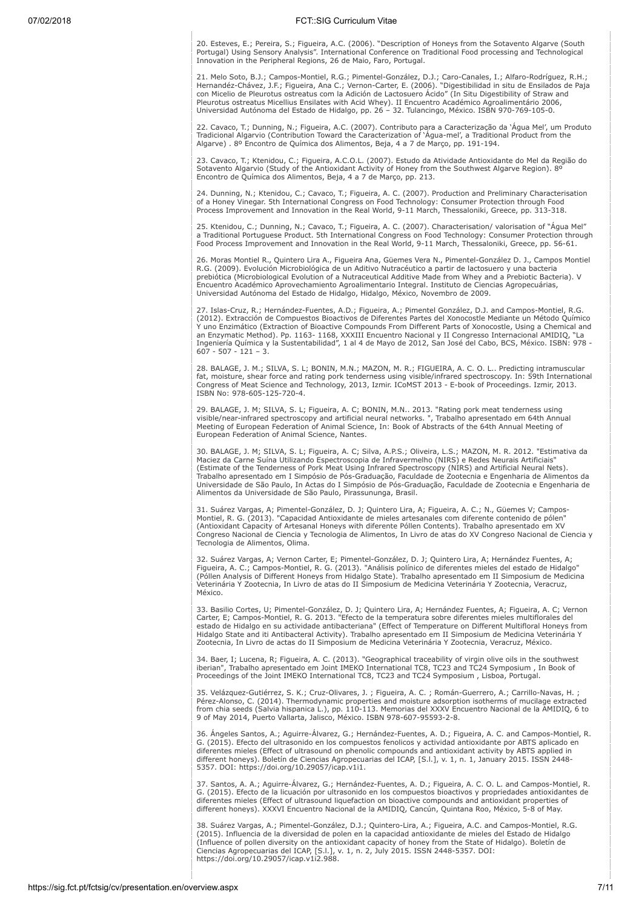20. Esteves, E.; Pereira, S.; Figueira, A.C. (2006). "Description of Honeys from the Sotavento Algarve (South Portugal) Using Sensory Analysis". International Conference on Traditional Food processing and Technological Innovation in the Peripheral Regions, 26 de Maio, Faro, Portugal.

21. Melo Soto, B.J.; Campos-Montiel, R.G.; Pimentel-González, D.J.; Caro-Canales, I.; Alfaro-Rodríguez, R.H.; Hernandéz-Chávez, J.F.; Figueira, Ana C.; Vernon-Carter, E. (2006). "Digestibilidad in situ de Ensilados de Paja con Micelio de Pleurotus ostreatus com la Adición de Lactosuero Ácido" (In Situ Digestibility of Straw and Pleurotus ostreatus Micellius Ensilates with Acid Whey). II Encuentro Académico Agroalimentário 2006, Universidad Autónoma del Estado de Hidalgo, pp. 26 – 32. Tulancingo, México. ISBN 970-769-105-0.

22. Cavaco, T.; Dunning, N.; Figueira, A.C. (2007). Contributo para a Caracterização da 'Água Mel', um Produto Tradicional Algarvio (Contribution Toward the Caracterization of 'Água-mel', a Traditional Product from the Algarve) . 8º Encontro de Química dos Alimentos, Beja, 4 a 7 de Março, pp. 191-194.

23. Cavaco, T.; Ktenidou, C.; Figueira, A.C.O.L. (2007). Estudo da Atividade Antioxidante do Mel da Região do Sotavento Algarvio (Study of the Antioxidant Activity of Honey from the Southwest Algarve Region). 8º Encontro de Química dos Alimentos, Beja, 4 a 7 de Março, pp. 213.

24. Dunning, N.; Ktenidou, C.; Cavaco, T.; Figueira, A. C. (2007). Production and Preliminary Characterisation of a Honey Vinegar. 5th International Congress on Food Technology: Consumer Protection through Food Process Improvement and Innovation in the Real World, 9-11 March, Thessaloniki, Greece, pp. 313-318.

25. Ktenidou, C.; Dunning, N.; Cavaco, T.; Figueira, A. C. (2007). Characterisation/ valorisation of "Água Mel" a Traditional Portuguese Product. 5th International Congress on Food Technology: Consumer Protection through Food Process Improvement and Innovation in the Real World, 9-11 March, Thessaloniki, Greece, pp. 56-61.

26. Moras Montiel R., Quintero Lira A., Figueira Ana, Güemes Vera N., Pimentel-González D. J., Campos Montiel R.G. (2009). Evolución Microbiológica de un Aditivo Nutracéutico a partir de lactosuero y una bacteria prebiótica (Microbiological Evolution of a Nutraceutical Additive Made from Whey and a Prebiotic Bacteria). V Encuentro Académico Aprovechamiento Agroalimentario Integral. Instituto de Ciencias Agropecuárias, Universidad Autónoma del Estado de Hidalgo, Hidalgo, México, Novembro de 2009.

27. Islas-Cruz, R.; Hernández-Fuentes, A.D.; Figueira, A.; Pimentel González, D.J. and Campos-Montiel, R.G. (2012). Extracción de Compuestos Bioactivos de Diferentes Partes del Xonocostle Mediante un Método Químico Y uno Enzimático (Extraction of Bioactive Compounds From Different Parts of Xonocostle, Using a Chemical and an Enzymatic Method). Pp. 1163- 1168, XXXIII Encuentro Nacional y II Congresso Internacional AMIDIQ, "La Ingeniería Química y la Sustentabilidad", 1 al 4 de Mayo de 2012, San José del Cabo, BCS, México. ISBN: 978 - 607 - 507 - 121 – 3.

28. BALAGE, J. M.; SILVA, S. L; BONIN, M.N.; MAZON, M. R.; FIGUEIRA, A. C. O. L.. Predicting intramuscular fat, moisture, shear force and rating pork tenderness using visible/infrared spectroscopy. In: 59th International Congress of Meat Science and Technology, 2013, Izmir. ICoMST 2013 - E-book of Proceedings. Izmir, 2013. ISBN No: 978-605-125-720-4.

29. BALAGE, J. M; SILVA, S. L; Figueira, A. C; BONIN, M.N.. 2013. "Rating pork meat tenderness using visible/near-infrared spectroscopy and artificial neural networks. ", Trabalho apresentado em 64th Annual Meeting of European Federation of Animal Science, In: Book of Abstracts of the 64th Annual Meeting of European Federation of Animal Science, Nantes.

30. BALAGE, J. M; SILVA, S. L; Figueira, A. C; Silva, A.P.S.; Oliveira, L.S.; MAZON, M. R. 2012. "Estimativa da Maciez da Carne Suína Utilizando Espectroscopia de Infravermelho (NIRS) e Redes Neurais Artificiais" (Estimate of the Tenderness of Pork Meat Using Infrared Spectroscopy (NIRS) and Artificial Neural Nets). Trabalho apresentado em I Simpósio de Pós-Graduação, Faculdade de Zootecnia e Engenharia de Alimentos da Universidade de São Paulo, In Actas do I Simpósio de Pós-Graduação, Faculdade de Zootecnia e Engenharia de Alimentos da Universidade de São Paulo, Pirassununga, Brasil.

31. Suárez Vargas, A; Pimentel-González, D. J; Quintero Lira, A; Figueira, A. C.; N., Güemes V; Campos-Montiel, R. G. (2013). "Capacidad Antioxidante de mieles artesanales com diferente contenido de pólen" (Antioxidant Capacity of Artesanal Honeys with diferente Póllen Contents). Trabalho apresentado em XV Congreso Nacional de Ciencia y Tecnologia de Alimentos, In Livro de atas do XV Congreso Nacional de Ciencia y Tecnologia de Alimentos, Olima.

32. Suárez Vargas, A; Vernon Carter, E; Pimentel-González, D. J; Quintero Lira, A; Hernández Fuentes, A; Figueira, A. C.; Campos-Montiel, R. G. (2013). "Análisis polínico de diferentes mieles del estado de Hidalgo" (Póllen Analysis of Different Honeys from Hidalgo State). Trabalho apresentado em II Simposium de Medicina Veterinária Y Zootecnia, In Livro de atas do II Simposium de Medicina Veterinária Y Zootecnia, Veracruz, México.

33. Basilio Cortes, U; Pimentel-González, D. J; Quintero Lira, A; Hernández Fuentes, A; Figueira, A. C; Vernon Carter, E; Campos-Montiel, R. G. 2013. "Efecto de la temperatura sobre diferentes mieles multiflorales del estado de Hidalgo en su actividade antibacteriana" (Effect of Temperature on Different Multifloral Honeys from Hidalgo State and iti Antibacteral Activity). Trabalho apresentado em II Simposium de Medicina Veterinária Y Zootecnia, In Livro de actas do II Simposium de Medicina Veterinária Y Zootecnia, Veracruz, México.

34. Baer, I; Lucena, R; Figueira, A. C. (2013). "Geographical traceability of virgin olive oils in the southwest iberian", Trabalho apresentado em Joint IMEKO International TC8, TC23 and TC24 Symposium , In Book of Proceedings of the Joint IMEKO International TC8, TC23 and TC24 Symposium , Lisboa, Portugal.

35. Velázquez-Gutiérrez, S. K.; Cruz-Olivares, J. ; Figueira, A. C. ; Román-Guerrero, A.; Carrillo-Navas, H. ; Pérez-Alonso, C. (2014). Thermodynamic properties and moisture adsorption isotherms of mucilage extracted from chia seeds (Salvia hispanica L.), pp. 110-113. Memorias del XXXV Encuentro Nacional de la AMIDIQ, 6 to 9 of May 2014, Puerto Vallarta, Jalisco, México. ISBN 978-607-95593-2-8.

36. Ángeles Santos, A.; Aguirre-Álvarez, G.; Hernández-Fuentes, A. D.; Figueira, A. C. and Campos-Montiel, R. G. (2015). Efecto del ultrasonido en los compuestos fenolicos y actividad antioxidante por ABTS aplicado en diferentes mieles (Effect of ultrasound on phenolic compounds and antioxidant activity by ABTS applied in different honeys). Boletín de Ciencias Agropecuarias del ICAP, [S.l.], v. 1, n. 1, January 2015. ISSN 2448-5357. DOI: https://doi.org/10.29057/icap.v1i1.

37. Santos, A. A.; Aguirre-Álvarez, G.; Hernández-Fuentes, A. D.; Figueira, A. C. O. L. and Campos-Montiel, R. G. (2015). Efecto de la licuación por ultrasonido en los compuestos bioactivos y propriedades antioxidantes de diferentes mieles (Effect of ultrasound liquefaction on bioactive compounds and antioxidant properties of different honeys). XXXVI Encuentro Nacional de la AMIDIQ, Cancún, Quintana Roo, México, 5-8 of May.

38. Suárez Vargas, A.; Pimentel-González, D.J.; Quintero-Lira, A.; Figueira, A.C. and Campos-Montiel, R.G. (2015). Influencia de la diversidad de polen en la capacidad antioxidante de mieles del Estado de Hidalgo (Influence of pollen diversity on the antioxidant capacity of honey from the State of Hidalgo). Boletín de Ciencias Agropecuarias del ICAP, [S.l.], v. 1, n. 2, July 2015. ISSN 2448-5357. DOI: https://doi.org/10.29057/icap.v1i2.988.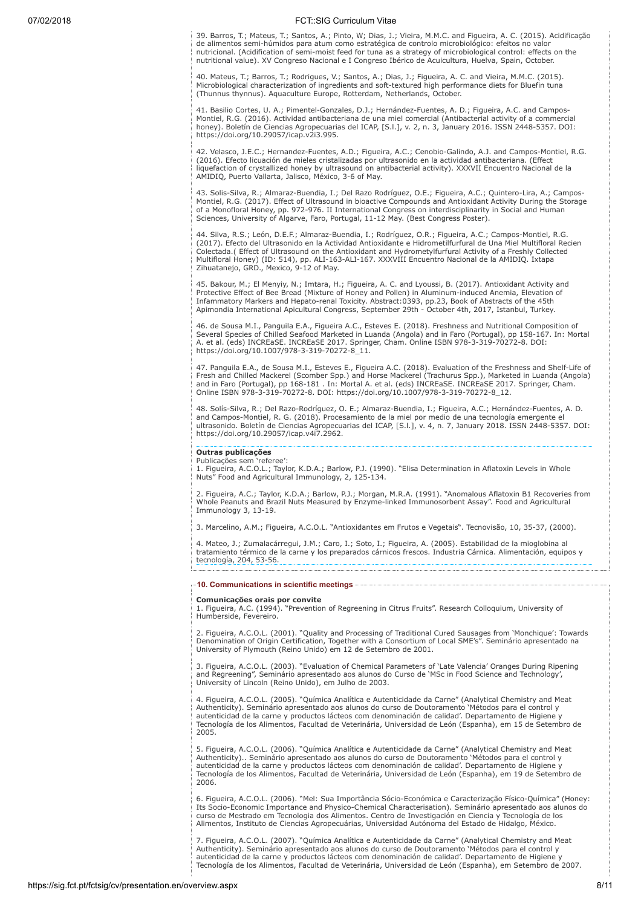39. Barros, T.; Mateus, T.; Santos, A.; Pinto, W; Dias, J.; Vieira, M.M.C. and Figueira, A. C. (2015). Acidificação de alimentos semi-húmidos para atum como estratégica de controlo microbiológico: efeitos no valor nutricional. (Acidification of semi-moist feed for tuna as a strategy of microbiological control: effects on the nutritional value). XV Congreso Nacional e I Congreso Ibérico de Acuicultura, Huelva, Spain, October.

40. Mateus, T.; Barros, T.; Rodrigues, V.; Santos, A.; Dias, J.; Figueira, A. C. and Vieira, M.M.C. (2015). Microbiological characterization of ingredients and soft-textured high performance diets for Bluefin tuna (Thunnus thynnus). Aquaculture Europe, Rotterdam, Netherlands, October.

41. Basilio Cortes, U. A.; Pimentel-Gonzales, D.J.; Hernández-Fuentes, A. D.; Figueira, A.C. and Campos-Montiel, R.G. (2016). Actividad antibacteriana de una miel comercial (Antibacterial activity of a commercial honey). Boletín de Ciencias Agropecuarias del ICAP, [S.l.], v. 2, n. 3, January 2016. ISSN 2448-5357. DOI: https://doi.org/10.29057/icap.v2i3.995.

42. Velasco, J.E.C.; Hernandez-Fuentes, A.D.; Figueira, A.C.; Cenobio-Galindo, A.J. and Campos-Montiel, R.G. (2016). Efecto licuación de mieles cristalizadas por ultrasonido en la actividad antibacteriana. (Effect liquefaction of crystallized honey by ultrasound on antibacterial activity). XXXVII Encuentro Nacional de la AMIDIQ, Puerto Vallarta, Jalisco, México, 3-6 of May.

43. Solis-Silva, R.; Almaraz-Buendia, I.; Del Razo Rodríguez, O.E.; Figueira, A.C.; Quintero-Lira, A.; Campos-Montiel, R.G. (2017). Effect of Ultrasound in bioactive Compounds and Antioxidant Activity During the Storage of a Monofloral Honey, pp. 972-976. II International Congress on interdisciplinarity in Social and Human Sciences, University of Algarve, Faro, Portugal, 11-12 May. (Best Congress Poster).

44. Silva, R.S.; León, D.E.F.; Almaraz-Buendia, I.; Rodríguez, O.R.; Figueira, A.C.; Campos-Montiel, R.G. (2017). Efecto del Ultrasonido en la Actividad Antioxidante e Hidrometilfurfural de Una Miel Multifloral Recien Colectada.( Effect of Ultrasound on the Antioxidant and Hydrometylfurfural Activity of a Freshly Collected Multifloral Honey) (ID: 514), pp. ALI-163-ALI-167. XXXVIII Encuentro Nacional de la AMIDIQ. Ixtapa Zihuatanejo, GRD., Mexico, 9-12 of May.

45. Bakour, M.; El Menyiy, N.; Imtara, H.; Figueira, A. C. and Lyoussi, B. (2017). Antioxidant Activity and Protective Effect of Bee Bread (Mixture of Honey and Pollen) in Aluminum-induced Anemia, Elevation of Infammatory Markers and Hepato-renal Toxicity. Abstract:0393, pp.23, Book of Abstracts of the 45th Apimondia International Apicultural Congress, September 29th - October 4th, 2017, Istanbul, Turkey.

46. de Sousa M.I., Panguila E.A., Figueira A.C., Esteves E. (2018). Freshness and Nutritional Composition of Several Species of Chilled Seafood Marketed in Luanda (Angola) and in Faro (Portugal), pp 158-167. In: Mortal A. et al. (eds) INCREaSE. INCREaSE 2017. Springer, Cham. Online ISBN 978-3-319-70272-8. DOI: https://doi.org/10.1007/978-3-319-70272-8_11.

47. Panguila E.A., de Sousa M.I., Esteves E., Figueira A.C. (2018). Evaluation of the Freshness and Shelf-Life of Fresh and Chilled Mackerel (Scomber Spp.) and Horse Mackerel (Trachurus Spp.), Marketed in Luanda (Angola) and in Faro (Portugal), pp 168-181 . In: Mortal A. et al. (eds) INCREaSE. INCREaSE 2017. Springer, Cham. Online ISBN 978-3-319-70272-8. DOI: https://doi.org/10.1007/978-3-319-70272-8_12.

48. Solís-Silva, R.; Del Razo-Rodríguez, O. E.; Almaraz-Buendia, I.; Figueira, A.C.; Hernández-Fuentes, A. D. and Campos-Montiel, R. G. (2018). Procesamiento de la miel por medio de una tecnología emergente el ultrasonido. Boletín de Ciencias Agropecuarias del ICAP, [S.l.], v. 4, n. 7, January 2018. ISSN 2448-5357. DOI: https://doi.org/10.29057/icap.v4i7.2962.

**Outras publicações**

Publicações sem 'referee':

1. Figueira, A.C.O.L.; Taylor, K.D.A.; Barlow, P.J. (1990). "Elisa Determination in Aflatoxin Levels in Whole Nuts" Food and Agricultural Immunology, 2, 125-134.

2. Figueira, A.C.; Taylor, K.D.A.; Barlow, P.J.; Morgan, M.R.A. (1991). "Anomalous Aflatoxin B1 Recoveries from Whole Peanuts and Brazil Nuts Measured by Enzyme-linked Immunosorbent Assay". Food and Agricultural Immunology 3, 13-19.

3. Marcelino, A.M.; Figueira, A.C.O.L. "Antioxidantes em Frutos e Vegetais". Tecnovisão, 10, 35-37, (2000).

4. Mateo, J.; Zumalacárregui, J.M.; Caro, I.; Soto, I.; Figueira, A. (2005). Estabilidad de la mioglobina al tratamiento térmico de la carne y los preparados cárnicos frescos. Industria Cárnica. Alimentación, equipos y tecnología, 204, 53-56.

## 10. Communications in scientific meetings

**Comunicações orais por convite**

1. Figueira, A.C. (1994). "Prevention of Regreening in Citrus Fruits". Research Colloquium, University of Humberside, Fevereiro.

2. Figueira, A.C.O.L. (2001). "Quality and Processing of Traditional Cured Sausages from 'Monchique': Towards Denomination of Origin Certification, Together with a Consortium of Local SME's". Seminário apresentado na University of Plymouth (Reino Unido) em 12 de Setembro de 2001.

3. Figueira, A.C.O.L. (2003). "Evaluation of Chemical Parameters of 'Late Valencia' Oranges During Ripening and Regreening", Seminário apresentado aos alunos do Curso de 'MSc in Food Science and Technology', University of Lincoln (Reino Unido), em Julho de 2003.

4. Figueira, A.C.O.L. (2005). "Química Analítica e Autenticidade da Carne" (Analytical Chemistry and Meat Authenticity). Seminário apresentado aos alunos do curso de Doutoramento 'Métodos para el control y autenticidad de la carne y productos lácteos com denominación de calidad'. Departamento de Higiene y Tecnología de los Alimentos, Facultad de Veterinária, Universidad de León (Espanha), em 15 de Setembro de 2005.

5. Figueira, A.C.O.L. (2006). "Química Analítica e Autenticidade da Carne" (Analytical Chemistry and Meat Authenticity).. Seminário apresentado aos alunos do curso de Doutoramento 'Métodos para el control y autenticidad de la carne y productos lácteos com denominación de calidad'. Departamento de Higiene y Tecnología de los Alimentos, Facultad de Veterinária, Universidad de León (Espanha), em 19 de Setembro de 2006.

6. Figueira, A.C.O.L. (2006). "Mel: Sua Importância Sócio-Económica e Caracterização Físico-Química" (Honey: Its Socio-Economic Importance and Physico-Chemical Characterisation). Seminário apresentado aos alunos do curso de Mestrado em Tecnologia dos Alimentos. Centro de Investigación en Ciencia y Tecnología de los Alimentos, Instituto de Ciencias Agropecuárias, Universidad Autónoma del Estado de Hidalgo, México.

7. Figueira, A.C.O.L. (2007). "Química Analítica e Autenticidade da Carne" (Analytical Chemistry and Meat Authenticity). Seminário apresentado aos alunos do curso de Doutoramento 'Métodos para el control y autenticidad de la carne y productos lácteos com denominación de calidad'. Departamento de Higiene y Tecnología de los Alimentos, Facultad de Veterinária, Universidad de León (Espanha), em Setembro de 2007.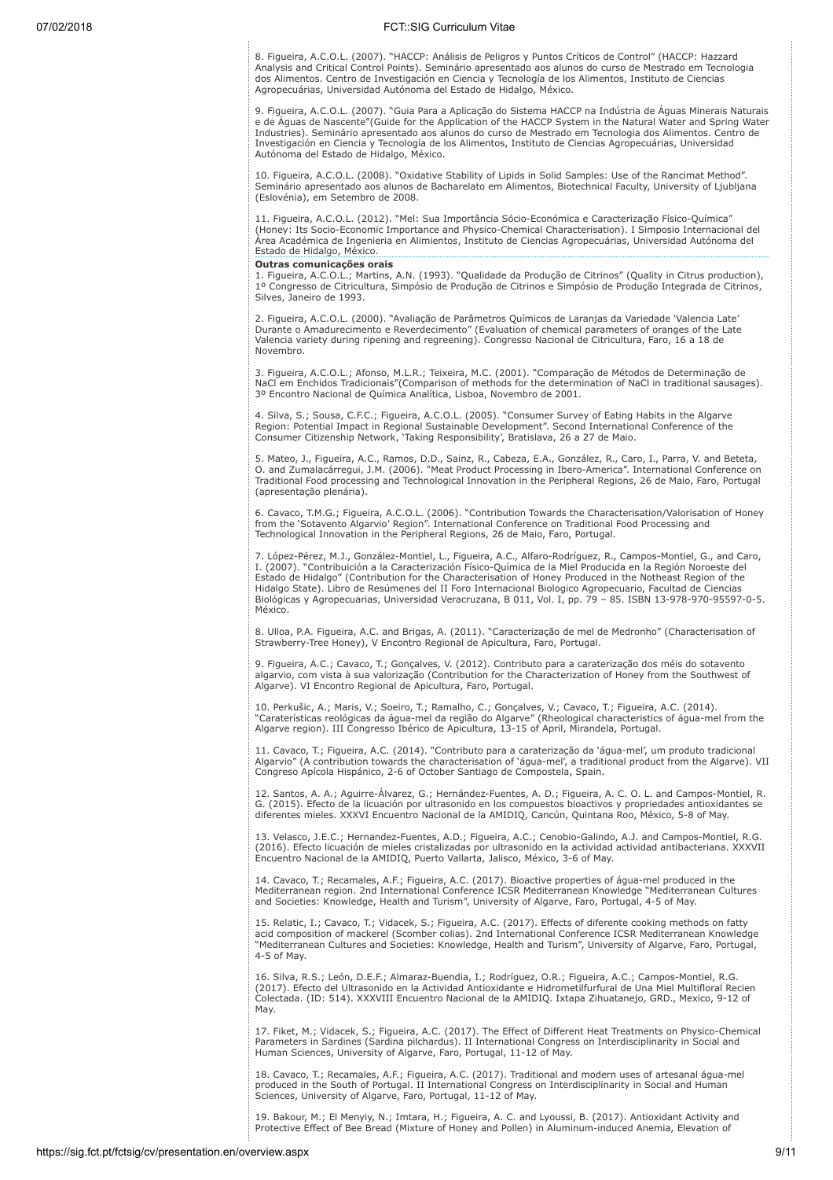8. Figueira, A.C.O.L. (2007). "HACCP: Análisis de Peligros y Puntos Críticos de Control" (HACCP: Hazzard Analysis and Critical Control Points). Seminário apresentado aos alunos do curso de Mestrado em Tecnologia dos Alimentos. Centro de Investigación en Ciencia y Tecnología de los Alimentos, Instituto de Ciencias Agropecuárias, Universidad Autónoma del Estado de Hidalgo, México.

9. Figueira, A.C.O.L. (2007). "Guia Para a Aplicação do Sistema HACCP na Indústria de Águas Minerais Naturais e de Águas de Nascente"(Guide for the Application of the HACCP System in the Natural Water and Spring Water Industries). Seminário apresentado aos alunos do curso de Mestrado em Tecnologia dos Alimentos. Centro de Investigación en Ciencia y Tecnología de los Alimentos, Instituto de Ciencias Agropecuárias, Universidad Autónoma del Estado de Hidalgo, México.

10. Figueira, A.C.O.L. (2008). "Oxidative Stability of Lipids in Solid Samples: Use of the Rancimat Method". Seminário apresentado aos alunos de Bacharelato em Alimentos, Biotechnical Faculty, University of Ljubljana (Eslovénia), em Setembro de 2008.

11. Figueira, A.C.O.L. (2012). "Mel: Sua Importância Sócio-Económica e Caracterização Físico-Química" (Honey: Its Socio-Economic Importance and Physico-Chemical Characterisation). I Simposio Internacional del Área Académica de Ingenieria en Alimientos, Instituto de Ciencias Agropecuárias, Universidad Autónoma del Estado de Hidalgo, México.

**Outras comunicações orais**

1. Figueira, A.C.O.L.; Martins, A.N. (1993). "Qualidade da Produção de Citrinos" (Quality in Citrus production), 1º Congresso de Citricultura, Simpósio de Produção de Citrinos e Simpósio de Produção Integrada de Citrinos, Silves, Janeiro de 1993.

2. Figueira, A.C.O.L. (2000). "Avaliação de Parâmetros Químicos de Laranjas da Variedade 'Valencia Late' Durante o Amadurecimento e Reverdecimento" (Evaluation of chemical parameters of oranges of the Late Valencia variety during ripening and regreening). Congresso Nacional de Citricultura, Faro, 16 a 18 de Novembro.

3. Figueira, A.C.O.L.; Afonso, M.L.R.; Teixeira, M.C. (2001). "Comparação de Métodos de Determinação de NaCl em Enchidos Tradicionais"(Comparison of methods for the determination of NaCl in traditional sausages). 3º Encontro Nacional de Química Analítica, Lisboa, Novembro de 2001.

4. Silva, S.; Sousa, C.F.C.; Figueira, A.C.O.L. (2005). "Consumer Survey of Eating Habits in the Algarve Region: Potential Impact in Regional Sustainable Development". Second International Conference of the Consumer Citizenship Network, 'Taking Responsibility', Bratislava, 26 a 27 de Maio.

5. Mateo, J., Figueira, A.C., Ramos, D.D., Sainz, R., Cabeza, E.A., González, R., Caro, I., Parra, V. and Beteta, O. and Zumalacárregui, J.M. (2006). "Meat Product Processing in Ibero-America". International Conference on Traditional Food processing and Technological Innovation in the Peripheral Regions, 26 de Maio, Faro, Portugal (apresentação plenária).

6. Cavaco, T.M.G.; Figueira, A.C.O.L. (2006). "Contribution Towards the Characterisation/Valorisation of Honey from the 'Sotavento Algarvio' Region". International Conference on Traditional Food Processing and Technological Innovation in the Peripheral Regions, 26 de Maio, Faro, Portugal.

7. López-Pérez, M.J., González-Montiel, L., Figueira, A.C., Alfaro-Rodríguez, R., Campos-Montiel, G., and Caro, I. (2007). "Contribuición a la Caracterización Físico-Química de la Miel Producida en la Región Noroeste del Estado de Hidalgo" (Contribution for the Characterisation of Honey Produced in the Notheast Region of the Hidalgo State). Libro de Resúmenes del II Foro Internacional Biologico Agropecuario, Facultad de Ciencias Biológicas y Agropecuarias, Universidad Veracruzana, B 011, Vol. I, pp. 79 – 85. ISBN 13-978-970-95597-0-5. México.

8. Ulloa, P.A. Figueira, A.C. and Brigas, A. (2011). "Caracterização de mel de Medronho" (Characterisation of Strawberry-Tree Honey), V Encontro Regional de Apicultura, Faro, Portugal.

9. Figueira, A.C.; Cavaco, T.; Gonçalves, V. (2012). Contributo para a caraterização dos méis do sotavento algarvio, com vista à sua valorização (Contribution for the Characterization of Honey from the Southwest of Algarve). VI Encontro Regional de Apicultura, Faro, Portugal.

10. Perkušic, A.; Maris, V.; Soeiro, T.; Ramalho, C.; Gonçalves, V.; Cavaco, T.; Figueira, A.C. (2014). "Caraterísticas reológicas da água-mel da região do Algarve" (Rheological characteristics of água-mel from the Algarve region). III Congresso Ibérico de Apicultura, 13-15 of April, Mirandela, Portugal.

11. Cavaco, T.; Figueira, A.C. (2014). "Contributo para a caraterização da 'água-mel', um produto tradicional Algarvio" (A contribution towards the characterisation of 'água-mel', a traditional product from the Algarve). VII Congreso Apícola Hispánico, 2-6 of October Santiago de Compostela, Spain.

12. Santos, A. A.; Aguirre-Álvarez, G.; Hernández-Fuentes, A. D.; Figueira, A. C. O. L. and Campos-Montiel, R. G. (2015). Efecto de la licuación por ultrasonido en los compuestos bioactivos y propriedades antioxidantes se diferentes mieles. XXXVI Encuentro Nacional de la AMIDIQ, Cancún, Quintana Roo, México, 5-8 of May.

13. Velasco, J.E.C.; Hernandez-Fuentes, A.D.; Figueira, A.C.; Cenobio-Galindo, A.J. and Campos-Montiel, R.G. (2016). Efecto licuación de mieles cristalizadas por ultrasonido en la actividad actividad antibacteriana. XXXVII Encuentro Nacional de la AMIDIQ, Puerto Vallarta, Jalisco, México, 3-6 of May.

14. Cavaco, T.; Recamales, A.F.; Figueira, A.C. (2017). Bioactive properties of água-mel produced in the Mediterranean region. 2nd International Conference ICSR Mediterranean Knowledge "Mediterranean Cultures and Societies: Knowledge, Health and Turism", University of Algarve, Faro, Portugal, 4-5 of May.

15. Relatic, I.; Cavaco, T.; Vidacek, S.; Figueira, A.C. (2017). Effects of diferente cooking methods on fatty acid composition of mackerel (Scomber colias). 2nd International Conference ICSR Mediterranean Knowledge "Mediterranean Cultures and Societies: Knowledge, Health and Turism", University of Algarve, Faro, Portugal, 4-5 of May.

16. Silva, R.S.; León, D.E.F.; Almaraz-Buendia, I.; Rodríguez, O.R.; Figueira, A.C.; Campos-Montiel, R.G. (2017). Efecto del Ultrasonido en la Actividad Antioxidante e Hidrometilfurfural de Una Miel Multifloral Recien Colectada. (ID: 514). XXXVIII Encuentro Nacional de la AMIDIQ. Ixtapa Zihuatanejo, GRD., Mexico, 9-12 of May.

17. Fiket, M.; Vidacek, S.; Figueira, A.C. (2017). The Effect of Different Heat Treatments on Physico-Chemical Parameters in Sardines (Sardina pilchardus). II International Congress on Interdisciplinarity in Social and Human Sciences, University of Algarve, Faro, Portugal, 11-12 of May.

18. Cavaco, T.; Recamales, A.F.; Figueira, A.C. (2017). Traditional and modern uses of artesanal água-mel produced in the South of Portugal. II International Congress on Interdisciplinarity in Social and Human Sciences, University of Algarve, Faro, Portugal, 11-12 of May.

19. Bakour, M.; El Menyiy, N.; Imtara, H.; Figueira, A. C. and Lyoussi, B. (2017). Antioxidant Activity and Protective Effect of Bee Bread (Mixture of Honey and Pollen) in Aluminum-induced Anemia, Elevation of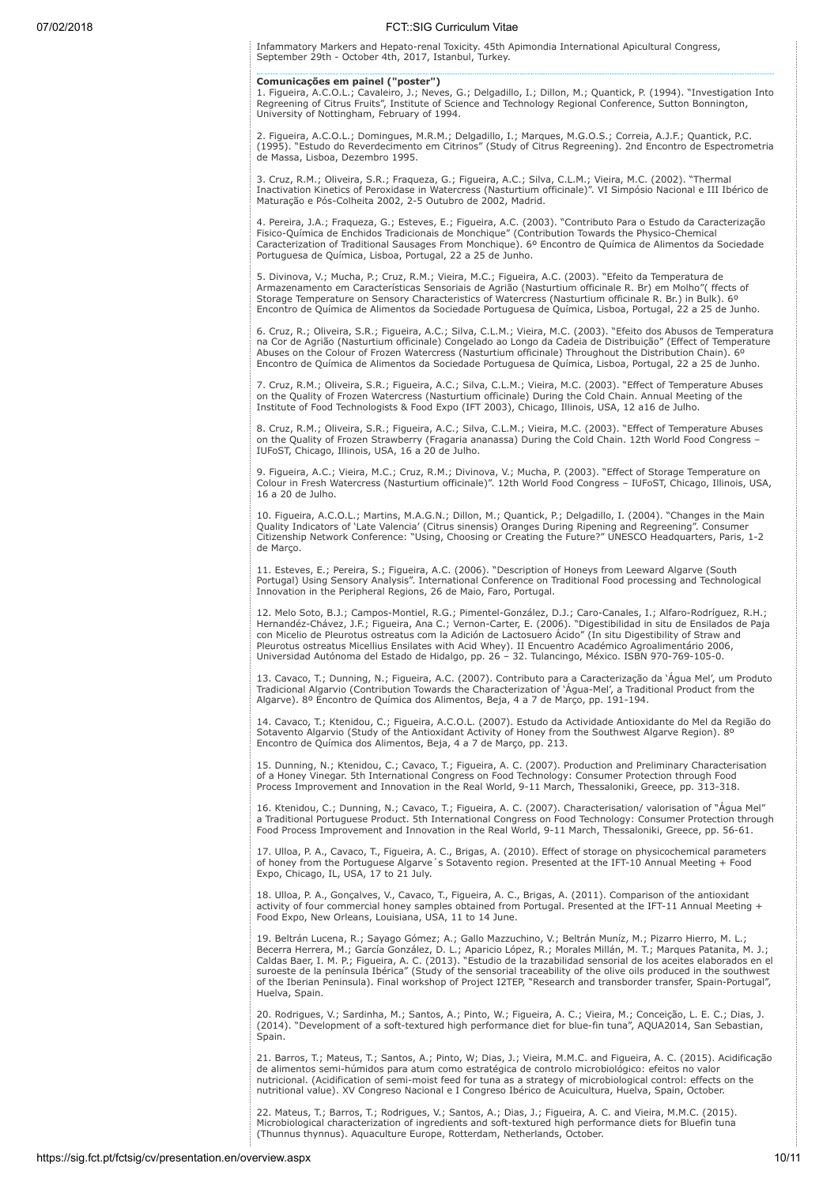Infammatory Markers and Hepato-renal Toxicity. 45th Apimondia International Apicultural Congress, September 29th - October 4th, 2017, Istanbul, Turkey.

**Comunicações em painel ("poster")**

1. Figueira, A.C.O.L.; Cavaleiro, J.; Neves, G.; Delgadillo, I.; Dillon, M.; Quantick, P. (1994). "Investigation Into Regreening of Citrus Fruits", Institute of Science and Technology Regional Conference, Sutton Bonnington, University of Nottingham, February of 1994.

2. Figueira, A.C.O.L.; Domingues, M.R.M.; Delgadillo, I.; Marques, M.G.O.S.; Correia, A.J.F.; Quantick, P.C. (1995). "Estudo do Reverdecimento em Citrinos" (Study of Citrus Regreening). 2nd Encontro de Espectrometria de Massa, Lisboa, Dezembro 1995.

3. Cruz, R.M.; Oliveira, S.R.; Fraqueza, G.; Figueira, A.C.; Silva, C.L.M.; Vieira, M.C. (2002). "Thermal Inactivation Kinetics of Peroxidase in Watercress (Nasturtium officinale)". VI Simpósio Nacional e III Ibérico de Maturação e Pós-Colheita 2002, 2-5 Outubro de 2002, Madrid.

4. Pereira, J.A.; Fraqueza, G.; Esteves, E.; Figueira, A.C. (2003). "Contributo Para o Estudo da Caracterização Fisico-Química de Enchidos Tradicionais de Monchique" (Contribution Towards the Physico-Chemical Caracterization of Traditional Sausages From Monchique). 6º Encontro de Química de Alimentos da Sociedade Portuguesa de Química, Lisboa, Portugal, 22 a 25 de Junho.

5. Divinova, V.; Mucha, P.; Cruz, R.M.; Vieira, M.C.; Figueira, A.C. (2003). "Efeito da Temperatura de Armazenamento em Características Sensoriais de Agrião (Nasturtium officinale R. Br) em Molho"( ffects of Storage Temperature on Sensory Characteristics of Watercress (Nasturtium officinale R. Br.) in Bulk). 6º Encontro de Química de Alimentos da Sociedade Portuguesa de Química, Lisboa, Portugal, 22 a 25 de Junho.

6. Cruz, R.; Oliveira, S.R.; Figueira, A.C.; Silva, C.L.M.; Vieira, M.C. (2003). "Efeito dos Abusos de Temperatura na Cor de Agrião (Nasturtium officinale) Congelado ao Longo da Cadeia de Distribuição" (Effect of Temperature Abuses on the Colour of Frozen Watercress (Nasturtium officinale) Throughout the Distribution Chain). 6º Encontro de Química de Alimentos da Sociedade Portuguesa de Química, Lisboa, Portugal, 22 a 25 de Junho.

7. Cruz, R.M.; Oliveira, S.R.; Figueira, A.C.; Silva, C.L.M.; Vieira, M.C. (2003). "Effect of Temperature Abuses on the Quality of Frozen Watercress (Nasturtium officinale) During the Cold Chain. Annual Meeting of the Institute of Food Technologists & Food Expo (IFT 2003), Chicago, Illinois, USA, 12 a16 de Julho.

8. Cruz, R.M.; Oliveira, S.R.; Figueira, A.C.; Silva, C.L.M.; Vieira, M.C. (2003). "Effect of Temperature Abuses on the Quality of Frozen Strawberry (Fragaria ananassa) During the Cold Chain. 12th World Food Congress – IUFoST, Chicago, Illinois, USA, 16 a 20 de Julho.

9. Figueira, A.C.; Vieira, M.C.; Cruz, R.M.; Divinova, V.; Mucha, P. (2003). "Effect of Storage Temperature on Colour in Fresh Watercress (Nasturtium officinale)". 12th World Food Congress – IUFoST, Chicago, Illinois, USA, 16 a 20 de Julho.

10. Figueira, A.C.O.L.; Martins, M.A.G.N.; Dillon, M.; Quantick, P.; Delgadillo, I. (2004). "Changes in the Main Quality Indicators of 'Late Valencia' (Citrus sinensis) Oranges During Ripening and Regreening". Consumer Citizenship Network Conference: "Using, Choosing or Creating the Future?" UNESCO Headquarters, Paris, 1-2 de Março.

11. Esteves, E.; Pereira, S.; Figueira, A.C. (2006). "Description of Honeys from Leeward Algarve (South Portugal) Using Sensory Analysis". International Conference on Traditional Food processing and Technological Innovation in the Peripheral Regions, 26 de Maio, Faro, Portugal.

12. Melo Soto, B.J.; Campos-Montiel, R.G.; Pimentel-González, D.J.; Caro-Canales, I.; Alfaro-Rodríguez, R.H.; Hernandéz-Chávez, J.F.; Figueira, Ana C.; Vernon-Carter, E. (2006). "Digestibilidad in situ de Ensilados de Paja con Micelio de Pleurotus ostreatus com la Adición de Lactosuero Ácido" (In situ Digestibility of Straw and Pleurotus ostreatus Micellius Ensilates with Acid Whey). II Encuentro Académico Agroalimentário 2006, Universidad Autónoma del Estado de Hidalgo, pp. 26 – 32. Tulancingo, México. ISBN 970-769-105-0.

13. Cavaco, T.; Dunning, N.; Figueira, A.C. (2007). Contributo para a Caracterização da 'Água Mel', um Produto Tradicional Algarvio (Contribution Towards the Characterization of 'Água-Mel', a Traditional Product from the Algarve). 8º Encontro de Química dos Alimentos, Beja, 4 a 7 de Março, pp. 191-194.

14. Cavaco, T.; Ktenidou, C.; Figueira, A.C.O.L. (2007). Estudo da Actividade Antioxidante do Mel da Região do Sotavento Algarvio (Study of the Antioxidant Activity of Honey from the Southwest Algarve Region). 8º Encontro de Química dos Alimentos, Beja, 4 a 7 de Março, pp. 213.

15. Dunning, N.; Ktenidou, C.; Cavaco, T.; Figueira, A. C. (2007). Production and Preliminary Characterisation of a Honey Vinegar. 5th International Congress on Food Technology: Consumer Protection through Food Process Improvement and Innovation in the Real World, 9-11 March, Thessaloniki, Greece, pp. 313-318.

16. Ktenidou, C.; Dunning, N.; Cavaco, T.; Figueira, A. C. (2007). Characterisation/ valorisation of "Água Mel" a Traditional Portuguese Product. 5th International Congress on Food Technology: Consumer Protection through Food Process Improvement and Innovation in the Real World, 9-11 March, Thessaloniki, Greece, pp. 56-61.

17. Ulloa, P. A., Cavaco, T., Figueira, A. C., Brigas, A. (2010). Effect of storage on physicochemical parameters of honey from the Portuguese Algarve´s Sotavento region. Presented at the IFT-10 Annual Meeting + Food Expo, Chicago, IL, USA, 17 to 21 July.

18. Ulloa, P. A., Gonçalves, V., Cavaco, T., Figueira, A. C., Brigas, A. (2011). Comparison of the antioxidant activity of four commercial honey samples obtained from Portugal. Presented at the IFT-11 Annual Meeting + Food Expo, New Orleans, Louisiana, USA, 11 to 14 June.

19. Beltrán Lucena, R.; Sayago Gómez; A.; Gallo Mazzuchino, V.; Beltrán Muníz, M.; Pizarro Hierro, M. L.; Becerra Herrera, M.; García González, D. L.; Aparicio López, R.; Morales Millán, M. T.; Marques Patanita, M. J.; Caldas Baer, I. M. P.; Figueira, A. C. (2013). "Estudio de la trazabilidad sensorial de los aceites elaborados en el suroeste de la península Ibérica" (Study of the sensorial traceability of the olive oils produced in the southwest of the Iberian Peninsula). Final workshop of Project I2TEP, "Research and transborder transfer, Spain-Portugal", Huelva, Spain.

20. Rodrigues, V.; Sardinha, M.; Santos, A.; Pinto, W.; Figueira, A. C.; Vieira, M.; Conceição, L. E. C.; Dias, J. (2014). "Development of a soft-textured high performance diet for blue-fin tuna", AQUA2014, San Sebastian, Spain.

21. Barros, T.; Mateus, T.; Santos, A.; Pinto, W; Dias, J.; Vieira, M.M.C. and Figueira, A. C. (2015). Acidificação de alimentos semi-húmidos para atum como estratégica de controlo microbiológico: efeitos no valor nutricional. (Acidification of semi-moist feed for tuna as a strategy of microbiological control: effects on the nutritional value). XV Congreso Nacional e I Congreso Ibérico de Acuicultura, Huelva, Spain, October.

22. Mateus, T.; Barros, T.; Rodrigues, V.; Santos, A.; Dias, J.; Figueira, A. C. and Vieira, M.M.C. (2015). Microbiological characterization of ingredients and soft-textured high performance diets for Bluefin tuna (Thunnus thynnus). Aquaculture Europe, Rotterdam, Netherlands, October.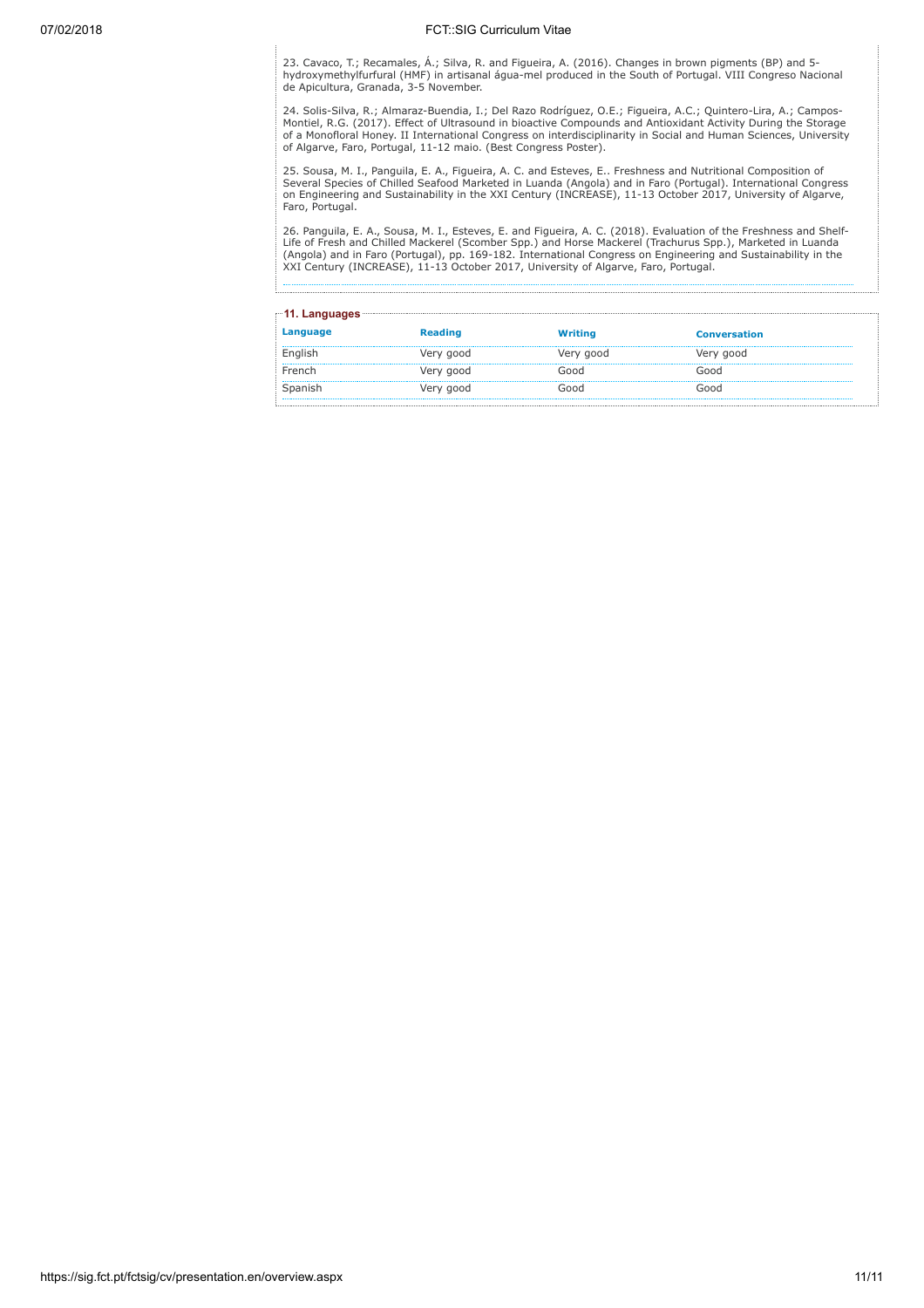23. Cavaco, T.; Recamales, Á.; Silva, R. and Figueira, A. (2016). Changes in brown pigments (BP) and 5-hydroxymethylfurfural (HMF) in artisanal água-mel produced in the South of Portugal. VIII Congreso Nacional de Apicultura, Granada, 3-5 November.

24. Solis-Silva, R.; Almaraz-Buendia, I.; Del Razo Rodríguez, O.E.; Figueira, A.C.; Quintero-Lira, A.; Campos-Montiel, R.G. (2017). Effect of Ultrasound in bioactive Compounds and Antioxidant Activity During the Storage of a Monofloral Honey. II International Congress on interdisciplinarity in Social and Human Sciences, University of Algarve, Faro, Portugal, 11-12 maio. (Best Congress Poster).

25. Sousa, M. I., Panguila, E. A., Figueira, A. C. and Esteves, E.. Freshness and Nutritional Composition of Several Species of Chilled Seafood Marketed in Luanda (Angola) and in Faro (Portugal). International Congress on Engineering and Sustainability in the XXI Century (INCREASE), 11-13 October 2017, University of Algarve, Faro, Portugal.

26. Panguila, E. A., Sousa, M. I., Esteves, E. and Figueira, A. C. (2018). Evaluation of the Freshness and Shelf-Life of Fresh and Chilled Mackerel (Scomber Spp.) and Horse Mackerel (Trachurus Spp.), Marketed in Luanda (Angola) and in Faro (Portugal), pp. 169-182. International Congress on Engineering and Sustainability in the XXI Century (INCREASE), 11-13 October 2017, University of Algarve, Faro, Portugal.

## 11. Languages

| Language | Reading | Writing | Conversation |
|---|---|---|---|
| English | Very good | Very good | Very good |
| French | Very good | Good | Good |
| Spanish | Very good | Good | Good |